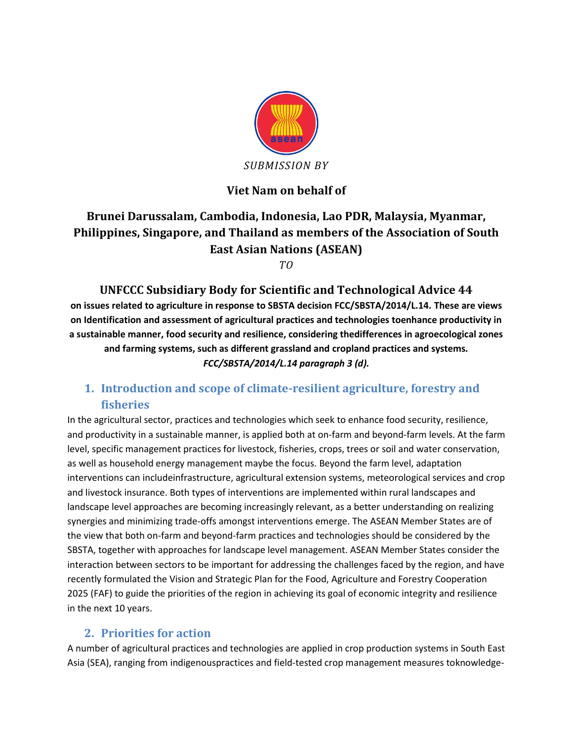*SUBMISSION BY*

**Viet Nam on behalf of**

**Brunei Darussalam, Cambodia, Indonesia, Lao PDR, Malaysia, Myanmar, Philippines, Singapore, and Thailand as members of the Association of South East Asian Nations (ASEAN)**

*TO*

**UNFCCC Subsidiary Body for Scientific and Technological Advice 44**

**on issues related to agriculture in response to SBSTA decision FCC/SBSTA/2014/L.14. These are views on Identification and assessment of agricultural practices and technologies toenhance productivity in a sustainable manner, food security and resilience, considering thedifferences in agroecological zones and farming systems, such as different grassland and cropland practices and systems.** ***FCC/SBSTA/2014/L.14 paragraph 3 (d).***

## 1. Introduction and scope of climate-resilient agriculture, forestry and fisheries

In the agricultural sector, practices and technologies which seek to enhance food security, resilience, and productivity in a sustainable manner, is applied both at on-farm and beyond-farm levels. At the farm level, specific management practices for livestock, fisheries, crops, trees or soil and water conservation, as well as household energy management maybe the focus. Beyond the farm level, adaptation interventions can includeinfrastructure, agricultural extension systems, meteorological services and crop and livestock insurance. Both types of interventions are implemented within rural landscapes and landscape level approaches are becoming increasingly relevant, as a better understanding on realizing synergies and minimizing trade-offs amongst interventions emerge. The ASEAN Member States are of the view that both on-farm and beyond-farm practices and technologies should be considered by the SBSTA, together with approaches for landscape level management. ASEAN Member States consider the interaction between sectors to be important for addressing the challenges faced by the region, and have recently formulated the Vision and Strategic Plan for the Food, Agriculture and Forestry Cooperation 2025 (FAF) to guide the priorities of the region in achieving its goal of economic integrity and resilience in the next 10 years.

## 2. Priorities for action

A number of agricultural practices and technologies are applied in crop production systems in South East Asia (SEA), ranging from indigenouspractices and field-tested crop management measures toknowledge-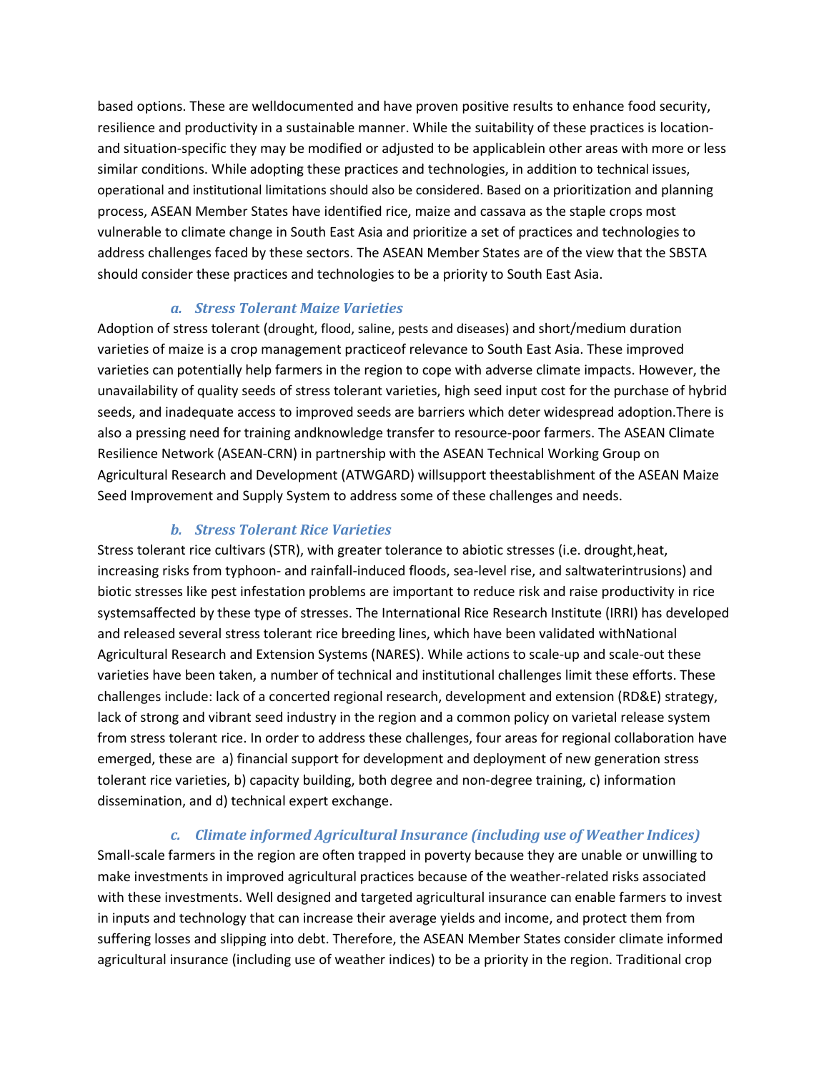based options. These are welldocumented and have proven positive results to enhance food security, resilience and productivity in a sustainable manner. While the suitability of these practices is location- and situation-specific they may be modified or adjusted to be applicablein other areas with more or less similar conditions. While adopting these practices and technologies, in addition to technical issues, operational and institutional limitations should also be considered. Based on a prioritization and planning process, ASEAN Member States have identified rice, maize and cassava as the staple crops most vulnerable to climate change in South East Asia and prioritize a set of practices and technologies to address challenges faced by these sectors. The ASEAN Member States are of the view that the SBSTA should consider these practices and technologies to be a priority to South East Asia.

### *a. Stress Tolerant Maize Varieties*

Adoption of stress tolerant (drought, flood, saline, pests and diseases) and short/medium duration varieties of maize is a crop management practiceof relevance to South East Asia. These improved varieties can potentially help farmers in the region to cope with adverse climate impacts. However, the unavailability of quality seeds of stress tolerant varieties, high seed input cost for the purchase of hybrid seeds, and inadequate access to improved seeds are barriers which deter widespread adoption.There is also a pressing need for training andknowledge transfer to resource-poor farmers. The ASEAN Climate Resilience Network (ASEAN-CRN) in partnership with the ASEAN Technical Working Group on Agricultural Research and Development (ATWGARD) willsupport theestablishment of the ASEAN Maize Seed Improvement and Supply System to address some of these challenges and needs.

### *b. Stress Tolerant Rice Varieties*

Stress tolerant rice cultivars (STR), with greater tolerance to abiotic stresses (i.e. drought,heat, increasing risks from typhoon- and rainfall-induced floods, sea-level rise, and saltwaterintrusions) and biotic stresses like pest infestation problems are important to reduce risk and raise productivity in rice systemsaffected by these type of stresses. The International Rice Research Institute (IRRI) has developed and released several stress tolerant rice breeding lines, which have been validated withNational Agricultural Research and Extension Systems (NARES). While actions to scale-up and scale-out these varieties have been taken, a number of technical and institutional challenges limit these efforts. These challenges include: lack of a concerted regional research, development and extension (RD&E) strategy, lack of strong and vibrant seed industry in the region and a common policy on varietal release system from stress tolerant rice. In order to address these challenges, four areas for regional collaboration have emerged, these are a) financial support for development and deployment of new generation stress tolerant rice varieties, b) capacity building, both degree and non-degree training, c) information dissemination, and d) technical expert exchange.

### *c. Climate informed Agricultural Insurance (including use of Weather Indices)*

Small-scale farmers in the region are often trapped in poverty because they are unable or unwilling to make investments in improved agricultural practices because of the weather-related risks associated with these investments. Well designed and targeted agricultural insurance can enable farmers to invest in inputs and technology that can increase their average yields and income, and protect them from suffering losses and slipping into debt. Therefore, the ASEAN Member States consider climate informed agricultural insurance (including use of weather indices) to be a priority in the region. Traditional crop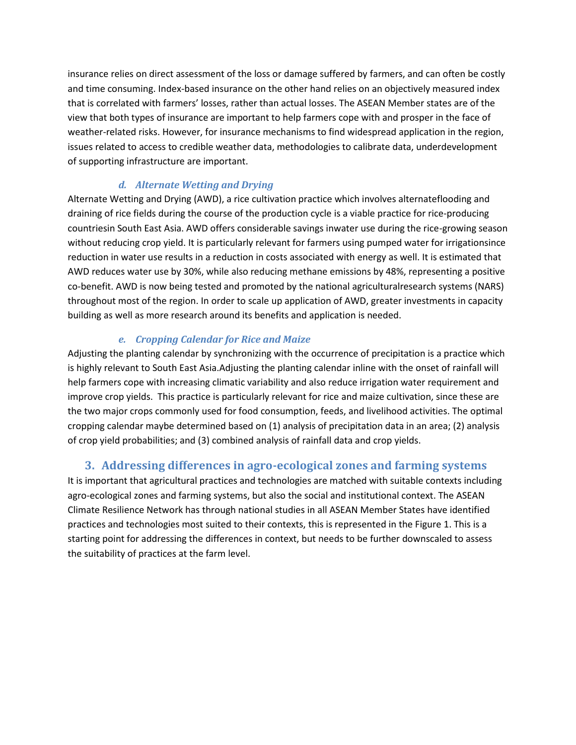insurance relies on direct assessment of the loss or damage suffered by farmers, and can often be costly and time consuming. Index-based insurance on the other hand relies on an objectively measured index that is correlated with farmers' losses, rather than actual losses. The ASEAN Member states are of the view that both types of insurance are important to help farmers cope with and prosper in the face of weather-related risks. However, for insurance mechanisms to find widespread application in the region, issues related to access to credible weather data, methodologies to calibrate data, underdevelopment of supporting infrastructure are important.

### *d. Alternate Wetting and Drying*

Alternate Wetting and Drying (AWD), a rice cultivation practice which involves alternateflooding and draining of rice fields during the course of the production cycle is a viable practice for rice-producing countriesin South East Asia. AWD offers considerable savings inwater use during the rice-growing season without reducing crop yield. It is particularly relevant for farmers using pumped water for irrigationsince reduction in water use results in a reduction in costs associated with energy as well. It is estimated that AWD reduces water use by 30%, while also reducing methane emissions by 48%, representing a positive co-benefit. AWD is now being tested and promoted by the national agriculturalresearch systems (NARS) throughout most of the region. In order to scale up application of AWD, greater investments in capacity building as well as more research around its benefits and application is needed.

### *e. Cropping Calendar for Rice and Maize*

Adjusting the planting calendar by synchronizing with the occurrence of precipitation is a practice which is highly relevant to South East Asia.Adjusting the planting calendar inline with the onset of rainfall will help farmers cope with increasing climatic variability and also reduce irrigation water requirement and improve crop yields. This practice is particularly relevant for rice and maize cultivation, since these are the two major crops commonly used for food consumption, feeds, and livelihood activities. The optimal cropping calendar maybe determined based on (1) analysis of precipitation data in an area; (2) analysis of crop yield probabilities; and (3) combined analysis of rainfall data and crop yields.

## 3. Addressing differences in agro-ecological zones and farming systems

It is important that agricultural practices and technologies are matched with suitable contexts including agro-ecological zones and farming systems, but also the social and institutional context. The ASEAN Climate Resilience Network has through national studies in all ASEAN Member States have identified practices and technologies most suited to their contexts, this is represented in the Figure 1. This is a starting point for addressing the differences in context, but needs to be further downscaled to assess the suitability of practices at the farm level.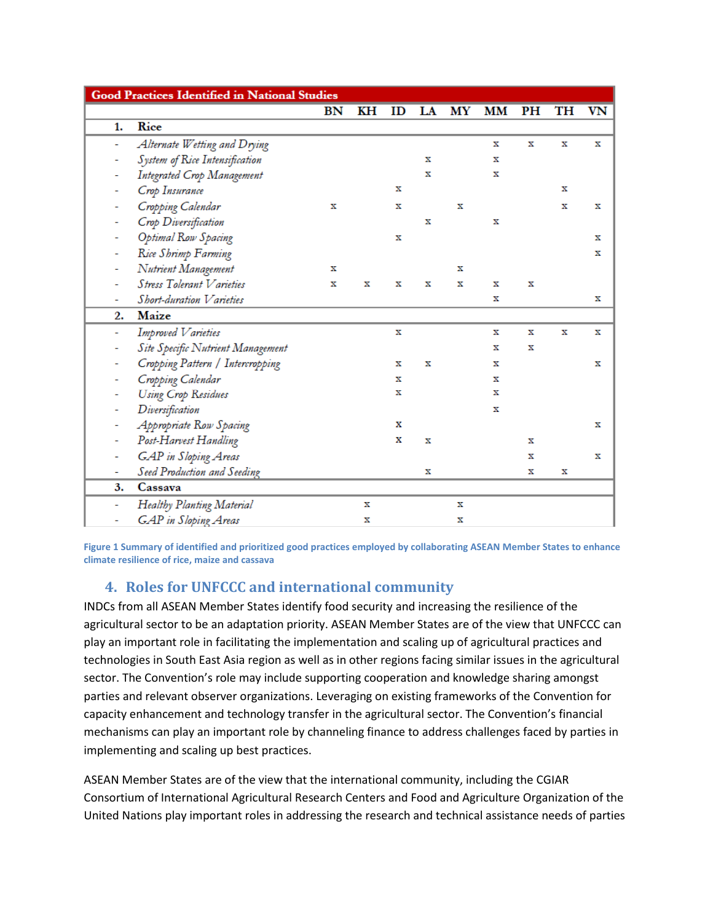| Good Practices Identified in National Studies | | BN | KH | ID | LA | MY | MM | PH | TH | VN |
|---|---|---|---|---|---|---|---|---|---|---|
| **1.** | **Rice** | | | | | | | | | |
| - | *Alternate Wetting and Drying* | | | | | | x | x | x | x |
| - | *System of Rice Intensification* | | | | x | | x | | | |
| - | *Integrated Crop Management* | | | | x | | x | | | |
| - | *Crop Insurance* | | | x | | | | | x | |
| - | *Cropping Calendar* | x | | x | | x | | | x | x |
| - | *Crop Diversification* | | | | x | | x | | | |
| - | *Optimal Row Spacing* | | | x | | | | | | x |
| - | *Rice Shrimp Farming* | | | | | | | | | x |
| - | *Nutrient Management* | x | | | | x | | | | |
| - | *Stress Tolerant Varieties* | x | x | x | x | x | x | x | | |
| - | *Short-duration Varieties* | | | | | | x | | | x |
| **2.** | **Maize** | | | | | | | | | |
| - | *Improved Varieties* | | | x | | | x | x | x | x |
| - | *Site Specific Nutrient Management* | | | | | | x | x | | |
| - | *Cropping Pattern / Intercropping* | | | x | x | | x | | | x |
| - | *Cropping Calendar* | | | x | | | x | | | |
| - | *Using Crop Residues* | | | x | | | x | | | |
| - | *Diversification* | | | | | | x | | | |
| - | *Appropriate Row Spacing* | | | x | | | | | | x |
| - | *Post-Harvest Handling* | | | x | x | | | x | | |
| - | *GAP in Sloping Areas* | | | | | | | x | | x |
| - | *Seed Production and Seeding* | | | | x | | | x | x | |
| **3.** | **Cassava** | | | | | | | | | |
| - | *Healthy Planting Material* | | x | | | x | | | | |
| - | *GAP in Sloping Areas* | | x | | | x | | | | |

**Figure 1 Summary of identified and prioritized good practices employed by collaborating ASEAN Member States to enhance climate resilience of rice, maize and cassava**

## 4. Roles for UNFCCC and international community

INDCs from all ASEAN Member States identify food security and increasing the resilience of the agricultural sector to be an adaptation priority. ASEAN Member States are of the view that UNFCCC can play an important role in facilitating the implementation and scaling up of agricultural practices and technologies in South East Asia region as well as in other regions facing similar issues in the agricultural sector. The Convention's role may include supporting cooperation and knowledge sharing amongst parties and relevant observer organizations. Leveraging on existing frameworks of the Convention for capacity enhancement and technology transfer in the agricultural sector. The Convention's financial mechanisms can play an important role by channeling finance to address challenges faced by parties in implementing and scaling up best practices.

ASEAN Member States are of the view that the international community, including the CGIAR Consortium of International Agricultural Research Centers and Food and Agriculture Organization of the United Nations play important roles in addressing the research and technical assistance needs of parties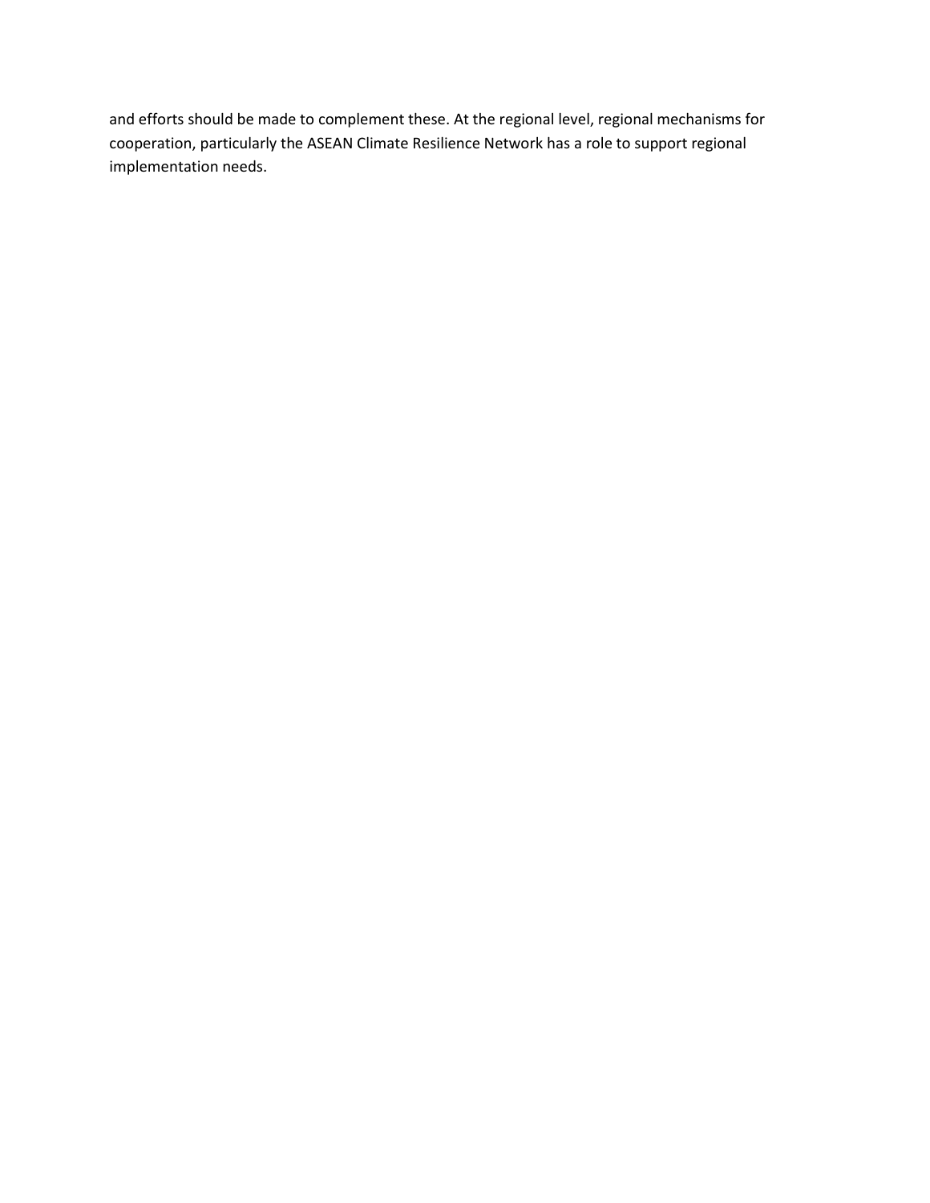and efforts should be made to complement these. At the regional level, regional mechanisms for cooperation, particularly the ASEAN Climate Resilience Network has a role to support regional implementation needs.